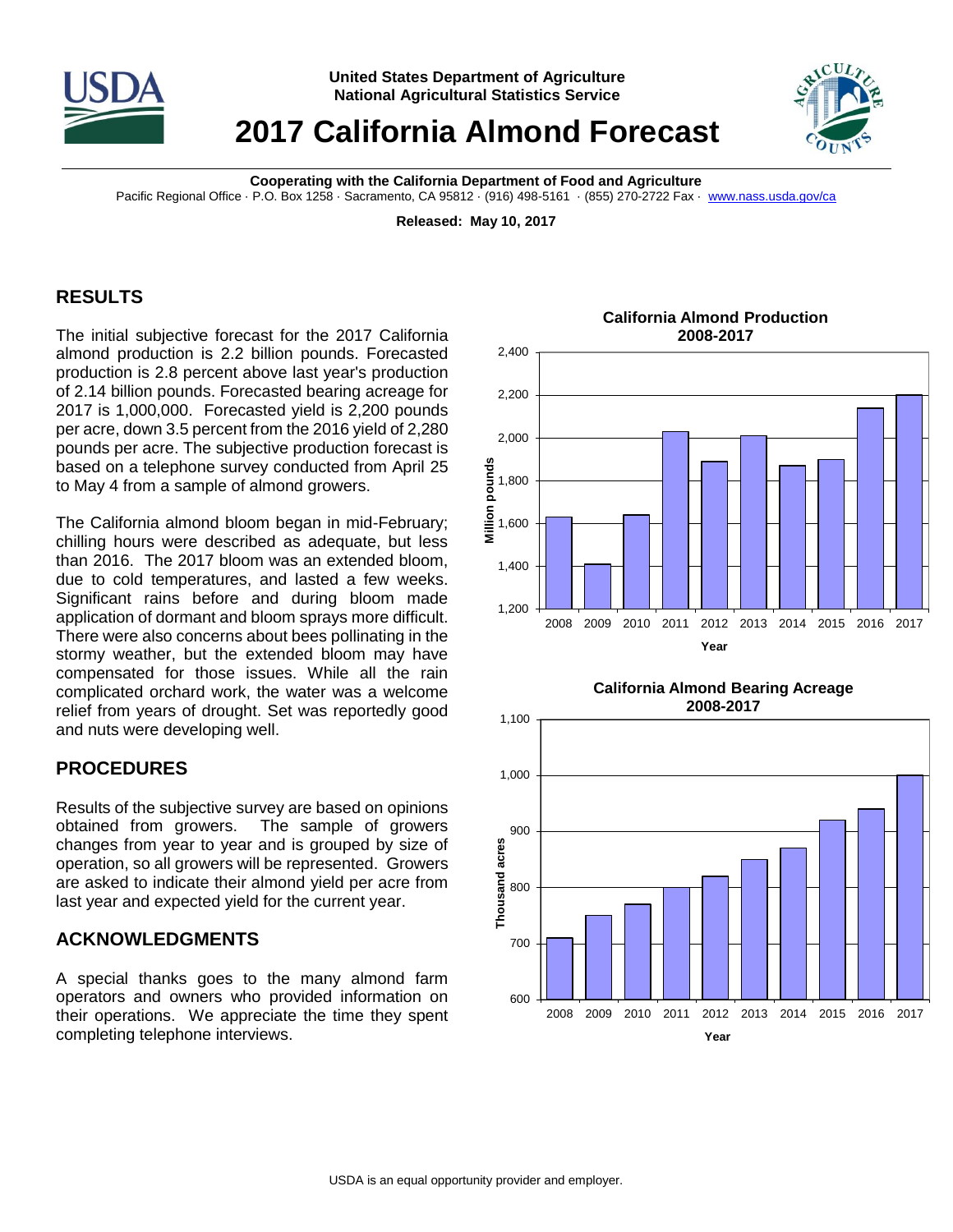United States Department of Agriculture
National Agricultural Statistics Service

# 2017 California Almond Forecast

**Cooperating with the California Department of Food and Agriculture**
Pacific Regional Office · P.O. Box 1258 · Sacramento, CA 95812 · (916) 498-5161 · (855) 270-2722 Fax · www.nass.usda.gov/ca

**Released: May 10, 2017**

## RESULTS

The initial subjective forecast for the 2017 California almond production is 2.2 billion pounds. Forecasted production is 2.8 percent above last year's production of 2.14 billion pounds. Forecasted bearing acreage for 2017 is 1,000,000. Forecasted yield is 2,200 pounds per acre, down 3.5 percent from the 2016 yield of 2,280 pounds per acre. The subjective production forecast is based on a telephone survey conducted from April 25 to May 4 from a sample of almond growers.

The California almond bloom began in mid-February; chilling hours were described as adequate, but less than 2016. The 2017 bloom was an extended bloom, due to cold temperatures, and lasted a few weeks. Significant rains before and during bloom made application of dormant and bloom sprays more difficult. There were also concerns about bees pollinating in the stormy weather, but the extended bloom may have compensated for those issues. While all the rain complicated orchard work, the water was a welcome relief from years of drought. Set was reportedly good and nuts were developing well.

## PROCEDURES

Results of the subjective survey are based on opinions obtained from growers. The sample of growers changes from year to year and is grouped by size of operation, so all growers will be represented. Growers are asked to indicate their almond yield per acre from last year and expected yield for the current year.

## ACKNOWLEDGMENTS

A special thanks goes to the many almond farm operators and owners who provided information on their operations. We appreciate the time they spent completing telephone interviews.

**California Almond Production 2008-2017**

**California Almond Bearing Acreage 2008-2017**

USDA is an equal opportunity provider and employer.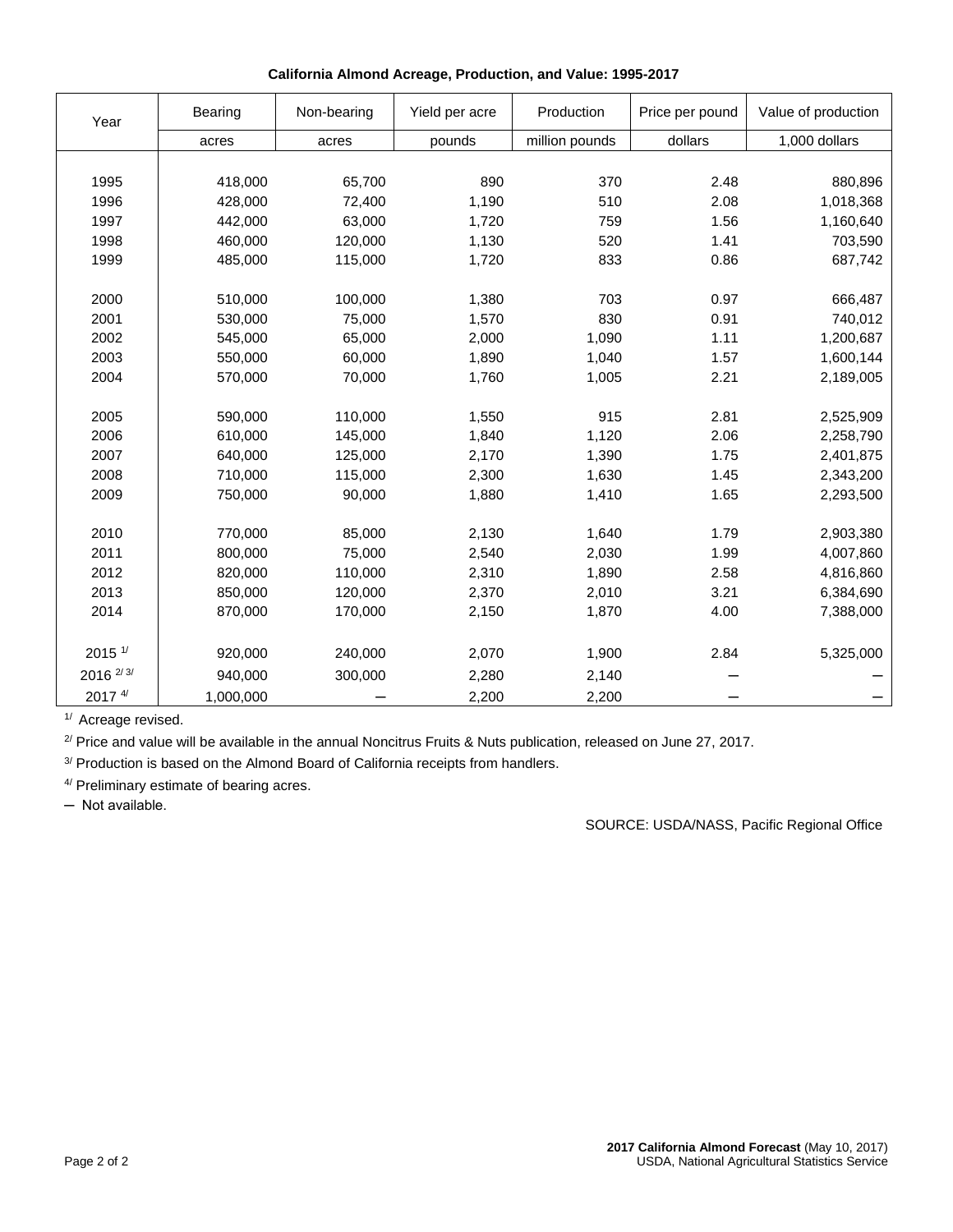**California Almond Acreage, Production, and Value: 1995-2017**

| Year | Bearing | Non-bearing | Yield per acre | Production | Price per pound | Value of production |
|---|---|---|---|---|---|---|
| | acres | acres | pounds | million pounds | dollars | 1,000 dollars |
| 1995 | 418,000 | 65,700 | 890 | 370 | 2.48 | 880,896 |
| 1996 | 428,000 | 72,400 | 1,190 | 510 | 2.08 | 1,018,368 |
| 1997 | 442,000 | 63,000 | 1,720 | 759 | 1.56 | 1,160,640 |
| 1998 | 460,000 | 120,000 | 1,130 | 520 | 1.41 | 703,590 |
| 1999 | 485,000 | 115,000 | 1,720 | 833 | 0.86 | 687,742 |
| 2000 | 510,000 | 100,000 | 1,380 | 703 | 0.97 | 666,487 |
| 2001 | 530,000 | 75,000 | 1,570 | 830 | 0.91 | 740,012 |
| 2002 | 545,000 | 65,000 | 2,000 | 1,090 | 1.11 | 1,200,687 |
| 2003 | 550,000 | 60,000 | 1,890 | 1,040 | 1.57 | 1,600,144 |
| 2004 | 570,000 | 70,000 | 1,760 | 1,005 | 2.21 | 2,189,005 |
| 2005 | 590,000 | 110,000 | 1,550 | 915 | 2.81 | 2,525,909 |
| 2006 | 610,000 | 145,000 | 1,840 | 1,120 | 2.06 | 2,258,790 |
| 2007 | 640,000 | 125,000 | 2,170 | 1,390 | 1.75 | 2,401,875 |
| 2008 | 710,000 | 115,000 | 2,300 | 1,630 | 1.45 | 2,343,200 |
| 2009 | 750,000 | 90,000 | 1,880 | 1,410 | 1.65 | 2,293,500 |
| 2010 | 770,000 | 85,000 | 2,130 | 1,640 | 1.79 | 2,903,380 |
| 2011 | 800,000 | 75,000 | 2,540 | 2,030 | 1.99 | 4,007,860 |
| 2012 | 820,000 | 110,000 | 2,310 | 1,890 | 2.58 | 4,816,860 |
| 2013 | 850,000 | 120,000 | 2,370 | 2,010 | 3.21 | 6,384,690 |
| 2014 | 870,000 | 170,000 | 2,150 | 1,870 | 4.00 | 7,388,000 |
| 2015 [1/] | 920,000 | 240,000 | 2,070 | 1,900 | 2.84 | 5,325,000 |
| 2016 [2/ 3/] | 940,000 | 300,000 | 2,280 | 2,140 | – | – |
| 2017 [4/] | 1,000,000 | – | 2,200 | 2,200 | – | – |

[1/] Acreage revised.

[2/] Price and value will be available in the annual Noncitrus Fruits & Nuts publication, released on June 27, 2017.

[3/] Production is based on the Almond Board of California receipts from handlers.

[4/] Preliminary estimate of bearing acres.

– Not available.

SOURCE: USDA/NASS, Pacific Regional Office